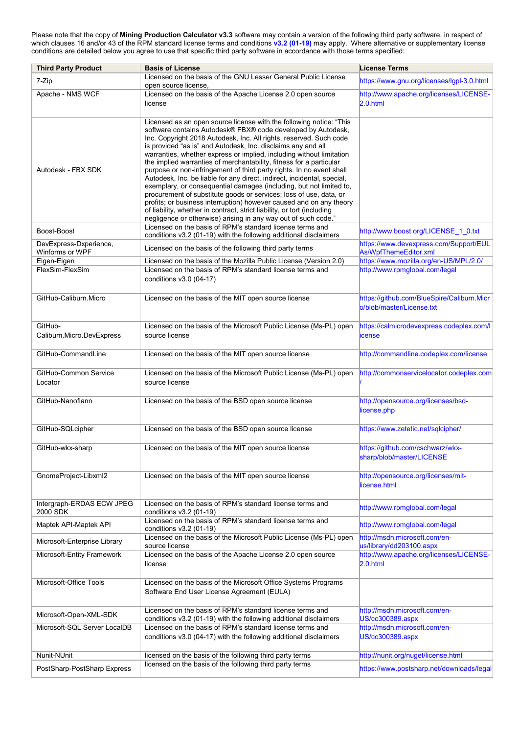Please note that the copy of **Mining Production Calculator v3.3** software may contain a version of the following third party software, in respect of which clauses 16 and/or 43 of the RPM standard license terms and conditions **v3.2 (01-19)** may apply. Where alternative or supplementary license conditions are detailed below you agree to use that specific third party software in accordance with those terms specified:

| Third Party Product | Basis of License | License Terms |
|---|---|---|
| 7-Zip | Licensed on the basis of the GNU Lesser General Public License open source license, | https://www.gnu.org/licenses/lgpl-3.0.html |
| Apache - NMS WCF | Licensed on the basis of the Apache License 2.0 open source license | http://www.apache.org/licenses/LICENSE-2.0.html |
| Autodesk - FBX SDK | Licensed as an open source license with the following notice: "This software contains Autodesk® FBX® code developed by Autodesk, Inc. Copyright 2018 Autodesk, Inc. All rights, reserved. Such code is provided "as is" and Autodesk, Inc. disclaims any and all warranties, whether express or implied, including without limitation the implied warranties of merchantability, fitness for a particular purpose or non-infringement of third party rights. In no event shall Autodesk, Inc. be liable for any direct, indirect, incidental, special, exemplary, or consequential damages (including, but not limited to, procurement of substitute goods or services; loss of use, data, or profits; or business interruption) however caused and on any theory of liability, whether in contract, strict liability, or tort (including negligence or otherwise) arising in any way out of such code." | |
| Boost-Boost | Licensed on the basis of RPM's standard license terms and conditions v3.2 (01-19) with the following additional disclaimers | http://www.boost.org/LICENSE_1_0.txt |
| DevExpress-Dxperience, Winforms or WPF | Licensed on the basis of the following third party terms | https://www.devexpress.com/Support/EULAs/WpfThemeEditor.xml |
| Eigen-Eigen | Licensed on the basis of the Mozilla Public License (Version 2.0) | https://www.mozilla.org/en-US/MPL/2.0/ |
| FlexSim-FlexSim | Licensed on the basis of RPM's standard license terms and conditions v3.0 (04-17) | http://www.rpmglobal.com/legal |
| GitHub-Caliburn.Micro | Licensed on the basis of the MIT open source license | https://github.com/BlueSpire/Caliburn.Micro/blob/master/License.txt |
| GitHub-Caliburn.Micro.DevExpress | Licensed on the basis of the Microsoft Public License (Ms-PL) open source license | https://calmicrodevexpress.codeplex.com/license |
| GitHub-CommandLine | Licensed on the basis of the MIT open source license | http://commandline.codeplex.com/license |
| GitHub-Common Service Locator | Licensed on the basis of the Microsoft Public License (Ms-PL) open source license | http://commonservicelocator.codeplex.com/ |
| GitHub-Nanoflann | Licensed on the basis of the BSD open source license | http://opensource.org/licenses/bsd-license.php |
| GitHub-SQLcipher | Licensed on the basis of the BSD open source license | https://www.zetetic.net/sqlcipher/ |
| GitHub-wkx-sharp | Licensed on the basis of the MIT open source license | https://github.com/cschwarz/wkx-sharp/blob/master/LICENSE |
| GnomeProject-Libxml2 | Licensed on the basis of the MIT open source license | http://opensource.org/licenses/mit-license.html |
| Intergraph-ERDAS ECW JPEG 2000 SDK | Licensed on the basis of RPM's standard license terms and conditions v3.2 (01-19) | http://www.rpmglobal.com/legal |
| Maptek API-Maptek API | Licensed on the basis of RPM's standard license terms and conditions v3.2 (01-19) | http://www.rpmglobal.com/legal |
| Microsoft-Enterprise Library | Licensed on the basis of the Microsoft Public License (Ms-PL) open source license | http://msdn.microsoft.com/en-us/library/dd203100.aspx |
| Microsoft-Entity Framework | Licensed on the basis of the Apache License 2.0 open source license | http://www.apache.org/licenses/LICENSE-2.0.html |
| Microsoft-Office Tools | Licensed on the basis of the Microsoft Office Systems Programs Software End User License Agreement (EULA) | |
| Microsoft-Open-XML-SDK | Licensed on the basis of RPM's standard license terms and conditions v3.2 (01-19) with the following additional disclaimers | http://msdn.microsoft.com/en-US/cc300389.aspx |
| Microsoft-SQL Server LocalDB | Licensed on the basis of RPM's standard license terms and conditions v3.0 (04-17) with the following additional disclaimers | http://msdn.microsoft.com/en-US/cc300389.aspx |
| Nunit-NUnit | licensed on the basis of the following third party terms | http://nunit.org/nuget/license.html |
| PostSharp-PostSharp Express | licensed on the basis of the following third party terms | https://www.postsharp.net/downloads/legal |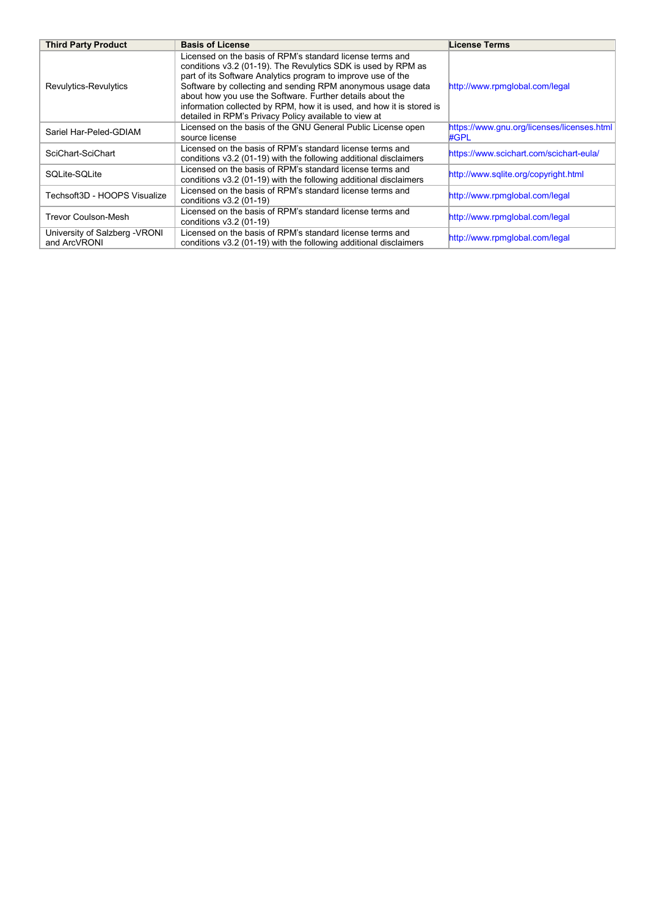| Third Party Product | Basis of License | License Terms |
| --- | --- | --- |
| Revulytics-Revulytics | Licensed on the basis of RPM's standard license terms and conditions v3.2 (01-19). The Revulytics SDK is used by RPM as part of its Software Analytics program to improve use of the Software by collecting and sending RPM anonymous usage data about how you use the Software. Further details about the information collected by RPM, how it is used, and how it is stored is detailed in RPM's Privacy Policy available to view at | http://www.rpmglobal.com/legal |
| Sariel Har-Peled-GDIAM | Licensed on the basis of the GNU General Public License open source license | https://www.gnu.org/licenses/licenses.html#GPL |
| SciChart-SciChart | Licensed on the basis of RPM's standard license terms and conditions v3.2 (01-19) with the following additional disclaimers | https://www.scichart.com/scichart-eula/ |
| SQLite-SQLite | Licensed on the basis of RPM's standard license terms and conditions v3.2 (01-19) with the following additional disclaimers | http://www.sqlite.org/copyright.html |
| Techsoft3D - HOOPS Visualize | Licensed on the basis of RPM's standard license terms and conditions v3.2 (01-19) | http://www.rpmglobal.com/legal |
| Trevor Coulson-Mesh | Licensed on the basis of RPM's standard license terms and conditions v3.2 (01-19) | http://www.rpmglobal.com/legal |
| University of Salzberg -VRONI and ArcVRONI | Licensed on the basis of RPM's standard license terms and conditions v3.2 (01-19) with the following additional disclaimers | http://www.rpmglobal.com/legal |